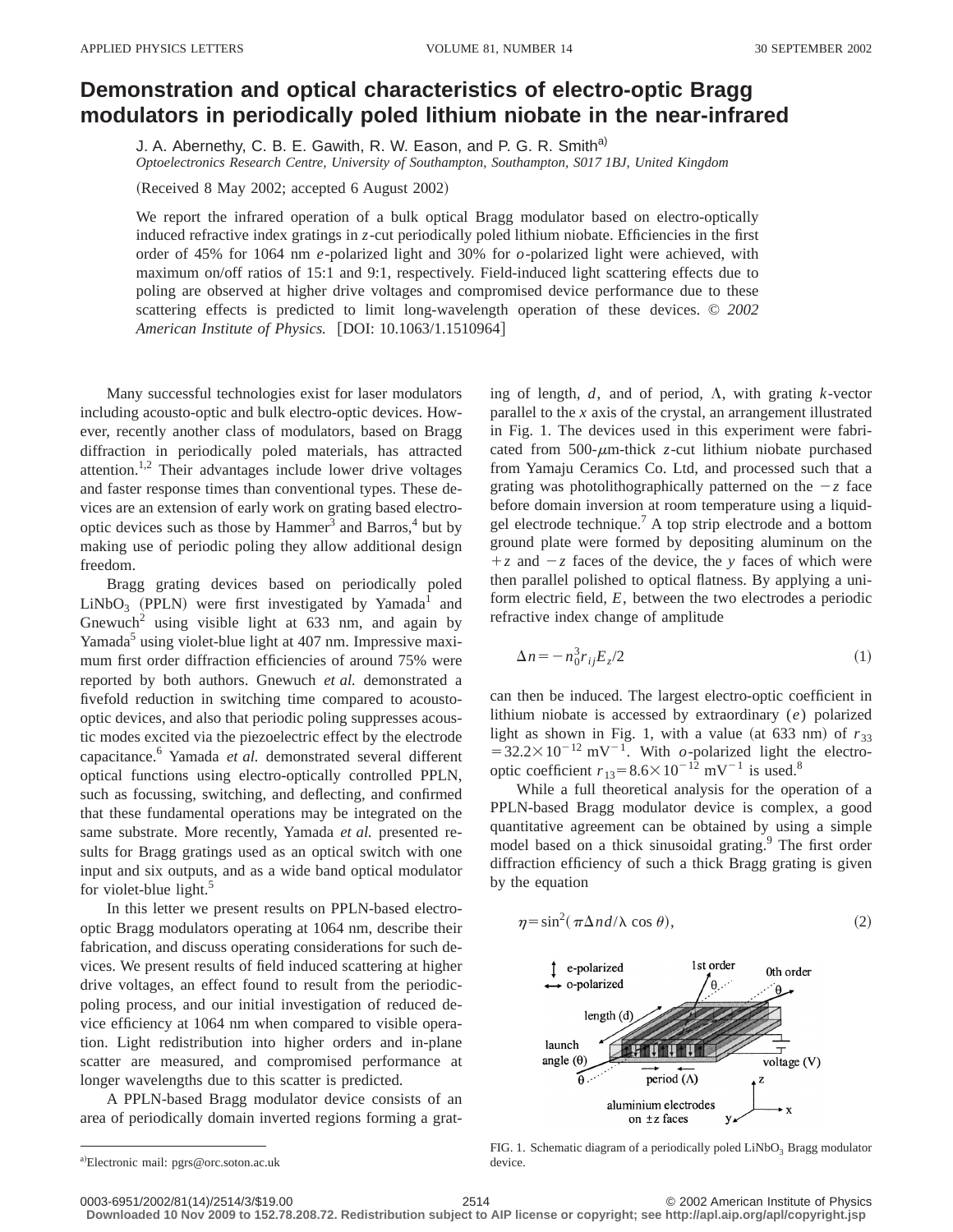# Demonstration and optical characteristics of electro-optic Bragg modulators in periodically poled lithium niobate in the near-infrared

J. A. Abernethy, C. B. E. Gawith, R. W. Eason, and P. G. R. Smith[a)]

*Optoelectronics Research Centre, University of Southampton, Southampton, S017 1BJ, United Kingdom*

(Received 8 May 2002; accepted 6 August 2002)

We report the infrared operation of a bulk optical Bragg modulator based on electro-optically induced refractive index gratings in *z*-cut periodically poled lithium niobate. Efficiencies in the first order of 45% for 1064 nm *e*-polarized light and 30% for *o*-polarized light were achieved, with maximum on/off ratios of 15:1 and 9:1, respectively. Field-induced light scattering effects due to poling are observed at higher drive voltages and compromised device performance due to these scattering effects is predicted to limit long-wavelength operation of these devices. © *2002 American Institute of Physics.* [DOI: 10.1063/1.1510964]

Many successful technologies exist for laser modulators including acousto-optic and bulk electro-optic devices. However, recently another class of modulators, based on Bragg diffraction in periodically poled materials, has attracted attention.[1,2] Their advantages include lower drive voltages and faster response times than conventional types. These devices are an extension of early work on grating based electro-optic devices such as those by Hammer[3] and Barros,[4] but by making use of periodic poling they allow additional design freedom.

Bragg grating devices based on periodically poled $LiNbO_3$ (PPLN) were first investigated by Yamada[1] and Gnewuch[2] using visible light at 633 nm, and again by Yamada[5] using violet-blue light at 407 nm. Impressive maximum first order diffraction efficiencies of around 75% were reported by both authors. Gnewuch *et al.* demonstrated a fivefold reduction in switching time compared to acousto-optic devices, and also that periodic poling suppresses acoustic modes excited via the piezoelectric effect by the electrode capacitance.[6] Yamada *et al.* demonstrated several different optical functions using electro-optically controlled PPLN, such as focussing, switching, and deflecting, and confirmed that these fundamental operations may be integrated on the same substrate. More recently, Yamada *et al.* presented results for Bragg gratings used as an optical switch with one input and six outputs, and as a wide band optical modulator for violet-blue light.[5]

In this letter we present results on PPLN-based electro-optic Bragg modulators operating at 1064 nm, describe their fabrication, and discuss operating considerations for such devices. We present results of field induced scattering at higher drive voltages, an effect found to result from the periodic-poling process, and our initial investigation of reduced device efficiency at 1064 nm when compared to visible operation. Light redistribution into higher orders and in-plane scatter are measured, and compromised performance at longer wavelengths due to this scatter is predicted.

A PPLN-based Bragg modulator device consists of an area of periodically domain inverted regions forming a grating of length, $d$, and of period, $\Lambda$, with grating $k$-vector parallel to the $x$ axis of the crystal, an arrangement illustrated in Fig. 1. The devices used in this experiment were fabricated from 500-$\mu$m-thick $z$-cut lithium niobate purchased from Yamaju Ceramics Co. Ltd, and processed such that a grating was photolithographically patterned on the $-z$ face before domain inversion at room temperature using a liquid-gel electrode technique.[7] A top strip electrode and a bottom ground plate were formed by depositing aluminum on the $+z$ and $-z$ faces of the device, the $y$ faces of which were then parallel polished to optical flatness. By applying a uniform electric field, $E$, between the two electrodes a periodic refractive index change of amplitude

$$\Delta n = -n_0^3 r_{ij} E_z/2 \tag{1}$$

can then be induced. The largest electro-optic coefficient in lithium niobate is accessed by extraordinary ($e$) polarized light as shown in Fig. 1, with a value (at 633 nm) of $r_{33} = 32.2\times10^{-12}$ mV$^{-1}$. With $o$-polarized light the electro-optic coefficient $r_{13} = 8.6\times10^{-12}$ mV$^{-1}$ is used.[8]

While a full theoretical analysis for the operation of a PPLN-based Bragg modulator device is complex, a good quantitative agreement can be obtained by using a simple model based on a thick sinusoidal grating.[9] The first order diffraction efficiency of such a thick Bragg grating is given by the equation

$$\eta = \sin^2(\pi \Delta n d/\lambda \cos\theta), \tag{2}$$

FIG. 1. Schematic diagram of a periodically poled $LiNbO_3$ Bragg modulator device.

[a)]Electronic mail: pgrs@orc.soton.ac.uk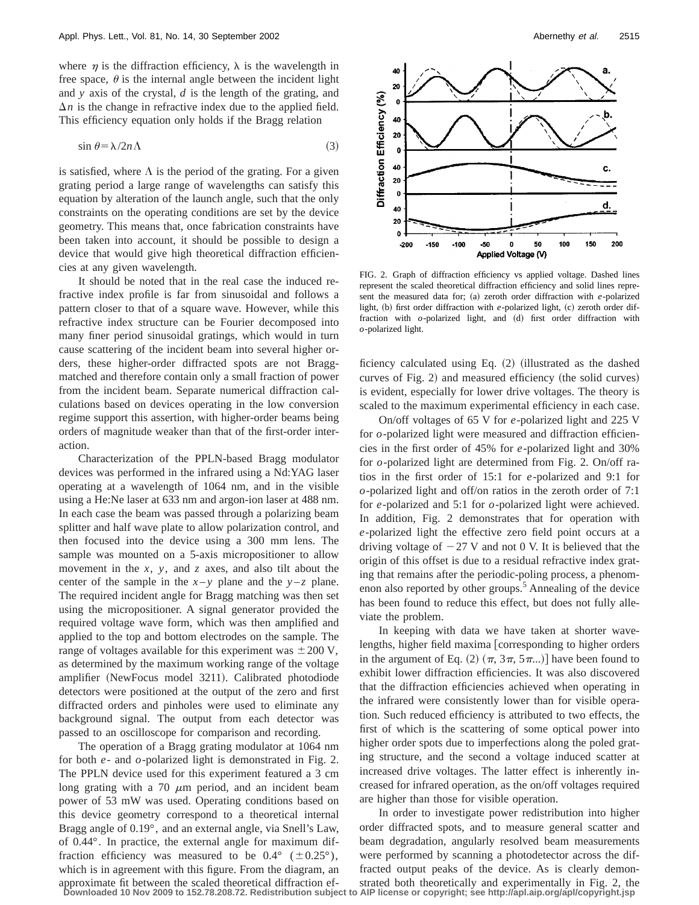where $\eta$ is the diffraction efficiency, $\lambda$ is the wavelength in free space, $\theta$ is the internal angle between the incident light and $y$ axis of the crystal, $d$ is the length of the grating, and $\Delta n$ is the change in refractive index due to the applied field. This efficiency equation only holds if the Bragg relation

$$\sin\theta = \lambda / 2n\Lambda \tag{3}$$

is satisfied, where $\Lambda$ is the period of the grating. For a given grating period a large range of wavelengths can satisfy this equation by alteration of the launch angle, such that the only constraints on the operating conditions are set by the device geometry. This means that, once fabrication constraints have been taken into account, it should be possible to design a device that would give high theoretical diffraction efficiencies at any given wavelength.

It should be noted that in the real case the induced refractive index profile is far from sinusoidal and follows a pattern closer to that of a square wave. However, while this refractive index structure can be Fourier decomposed into many finer period sinusoidal gratings, which would in turn cause scattering of the incident beam into several higher orders, these higher-order diffracted spots are not Bragg-matched and therefore contain only a small fraction of power from the incident beam. Separate numerical diffraction calculations based on devices operating in the low conversion regime support this assertion, with higher-order beams being orders of magnitude weaker than that of the first-order interaction.

Characterization of the PPLN-based Bragg modulator devices was performed in the infrared using a Nd:YAG laser operating at a wavelength of 1064 nm, and in the visible using a He:Ne laser at 633 nm and argon-ion laser at 488 nm. In each case the beam was passed through a polarizing beam splitter and half wave plate to allow polarization control, and then focused into the device using a 300 mm lens. The sample was mounted on a 5-axis micropositioner to allow movement in the $x$, $y$, and $z$ axes, and also tilt about the center of the sample in the $x$–$y$ plane and the $y$–$z$ plane. The required incident angle for Bragg matching was then set using the micropositioner. A signal generator provided the required voltage wave form, which was then amplified and applied to the top and bottom electrodes on the sample. The range of voltages available for this experiment was $\pm 200$ V, as determined by the maximum working range of the voltage amplifier (NewFocus model 3211). Calibrated photodiode detectors were positioned at the output of the zero and first diffracted orders and pinholes were used to eliminate any background signal. The output from each detector was passed to an oscilloscope for comparison and recording.

The operation of a Bragg grating modulator at 1064 nm for both $e$- and $o$-polarized light is demonstrated in Fig. 2. The PPLN device used for this experiment featured a 3 cm long grating with a 70 $\mu$m period, and an incident beam power of 53 mW was used. Operating conditions based on this device geometry correspond to a theoretical internal Bragg angle of 0.19°, and an external angle, via Snell's Law, of 0.44°. In practice, the external angle for maximum diffraction efficiency was measured to be 0.4° ($\pm$0.25°), which is in agreement with this figure. From the diagram, an approximate fit between the scaled theoretical diffraction efficiency calculated using Eq. (2) (illustrated as the dashed curves of Fig. 2) and measured efficiency (the solid curves) is evident, especially for lower drive voltages. The theory is scaled to the maximum experimental efficiency in each case.

FIG. 2. Graph of diffraction efficiency vs applied voltage. Dashed lines represent the scaled theoretical diffraction efficiency and solid lines represent the measured data for; (a) zeroth order diffraction with $e$-polarized light, (b) first order diffraction with $e$-polarized light, (c) zeroth order diffraction with $o$-polarized light, and (d) first order diffraction with $o$-polarized light.

On/off voltages of 65 V for $e$-polarized light and 225 V for $o$-polarized light were measured and diffraction efficiencies in the first order of 45% for $e$-polarized light and 30% for $o$-polarized light are determined from Fig. 2. On/off ratios in the first order of 15:1 for $e$-polarized and 9:1 for $o$-polarized light and off/on ratios in the zeroth order of 7:1 for $e$-polarized and 5:1 for $o$-polarized light were achieved. In addition, Fig. 2 demonstrates that for operation with $e$-polarized light the effective zero field point occurs at a driving voltage of $-27$ V and not 0 V. It is believed that the origin of this offset is due to a residual refractive index grating that remains after the periodic-poling process, a phenomenon also reported by other groups.[5] Annealing of the device has been found to reduce this effect, but does not fully alleviate the problem.

In keeping with data we have taken at shorter wavelengths, higher field maxima [corresponding to higher orders in the argument of Eq. (2) ($\pi$, $3\pi$, $5\pi$...)] have been found to exhibit lower diffraction efficiencies. It was also discovered that the diffraction efficiencies achieved when operating in the infrared were consistently lower than for visible operation. Such reduced efficiency is attributed to two effects, the first of which is the scattering of some optical power into higher order spots due to imperfections along the poled grating structure, and the second a voltage induced scatter at increased drive voltages. The latter effect is inherently increased for infrared operation, as the on/off voltages required are higher than those for visible operation.

In order to investigate power redistribution into higher order diffracted spots, and to measure general scatter and beam degradation, angularly resolved beam measurements were performed by scanning a photodetector across the diffracted output peaks of the device. As is clearly demonstrated both theoretically and experimentally in Fig. 2, the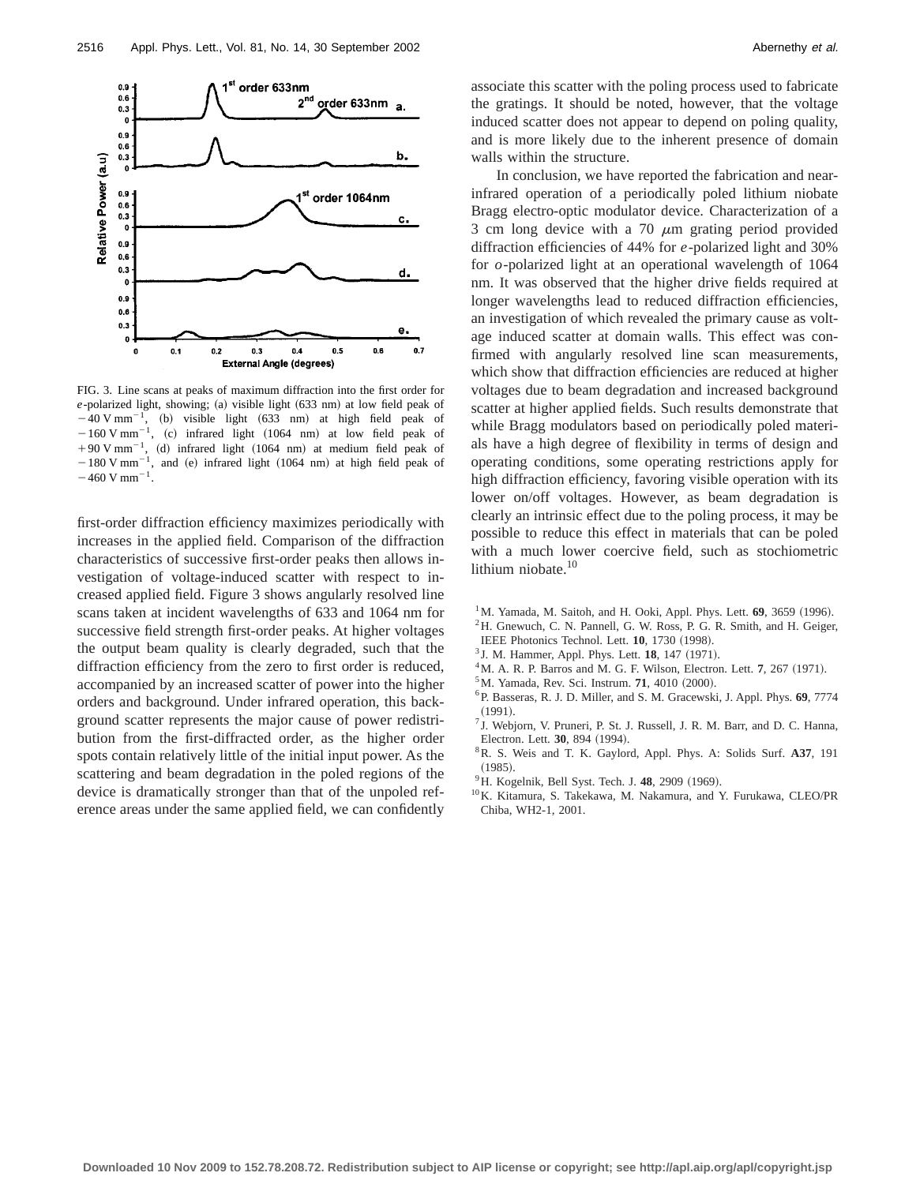1[st] order 633nm
2[nd] order 633nm a.
b.
1[st] order 1064nm
c.
d.
e.
Relative Power (a.u)
0.9
0.6
0.3
0
External Angle (degrees)
0 0.1 0.2 0.3 0.4 0.5 0.6 0.7

FIG. 3. Line scans at peaks of maximum diffraction into the first order for $e$-polarized light, showing; (a) visible light (633 nm) at low field peak of $-40\ \mathrm{V\,mm^{-1}}$, (b) visible light (633 nm) at high field peak of $-160\ \mathrm{V\,mm^{-1}}$, (c) infrared light (1064 nm) at low field peak of $+90\ \mathrm{V\,mm^{-1}}$, (d) infrared light (1064 nm) at medium field peak of $-180\ \mathrm{V\,mm^{-1}}$, and (e) infrared light (1064 nm) at high field peak of $-460\ \mathrm{V\,mm^{-1}}$.

first-order diffraction efficiency maximizes periodically with increases in the applied field. Comparison of the diffraction characteristics of successive first-order peaks then allows investigation of voltage-induced scatter with respect to increased applied field. Figure 3 shows angularly resolved line scans taken at incident wavelengths of 633 and 1064 nm for successive field strength first-order peaks. At higher voltages the output beam quality is clearly degraded, such that the diffraction efficiency from the zero to first order is reduced, accompanied by an increased scatter of power into the higher orders and background. Under infrared operation, this background scatter represents the major cause of power redistribution from the first-diffracted order, as the higher order spots contain relatively little of the initial input power. As the scattering and beam degradation in the poled regions of the device is dramatically stronger than that of the unpoled reference areas under the same applied field, we can confidently associate this scatter with the poling process used to fabricate the gratings. It should be noted, however, that the voltage induced scatter does not appear to depend on poling quality, and is more likely due to the inherent presence of domain walls within the structure.

In conclusion, we have reported the fabrication and near-infrared operation of a periodically poled lithium niobate Bragg electro-optic modulator device. Characterization of a 3 cm long device with a 70 $\mu$m grating period provided diffraction efficiencies of 44% for $e$-polarized light and 30% for $o$-polarized light at an operational wavelength of 1064 nm. It was observed that the higher drive fields required at longer wavelengths lead to reduced diffraction efficiencies, an investigation of which revealed the primary cause as voltage induced scatter at domain walls. This effect was confirmed with angularly resolved line scan measurements, which show that diffraction efficiencies are reduced at higher voltages due to beam degradation and increased background scatter at higher applied fields. Such results demonstrate that while Bragg modulators based on periodically poled materials have a high degree of flexibility in terms of design and operating conditions, some operating restrictions apply for high diffraction efficiency, favoring visible operation with its lower on/off voltages. However, as beam degradation is clearly an intrinsic effect due to the poling process, it may be possible to reduce this effect in materials that can be poled with a much lower coercive field, such as stochiometric lithium niobate.[10]

[1] M. Yamada, M. Saitoh, and H. Ooki, Appl. Phys. Lett. **69**, 3659 (1996).
[2] H. Gnewuch, C. N. Pannell, G. W. Ross, P. G. R. Smith, and H. Geiger, IEEE Photonics Technol. Lett. **10**, 1730 (1998).
[3] J. M. Hammer, Appl. Phys. Lett. **18**, 147 (1971).
[4] M. A. R. P. Barros and M. G. F. Wilson, Electron. Lett. **7**, 267 (1971).
[5] M. Yamada, Rev. Sci. Instrum. **71**, 4010 (2000).
[6] P. Basseras, R. J. D. Miller, and S. M. Gracewski, J. Appl. Phys. **69**, 7774 (1991).
[7] J. Webjorn, V. Pruneri, P. St. J. Russell, J. R. M. Barr, and D. C. Hanna, Electron. Lett. **30**, 894 (1994).
[8] R. S. Weis and T. K. Gaylord, Appl. Phys. A: Solids Surf. **A37**, 191 (1985).
[9] H. Kogelnik, Bell Syst. Tech. J. **48**, 2909 (1969).
[10] K. Kitamura, S. Takekawa, M. Nakamura, and Y. Furukawa, CLEO/PR Chiba, WH2-1, 2001.